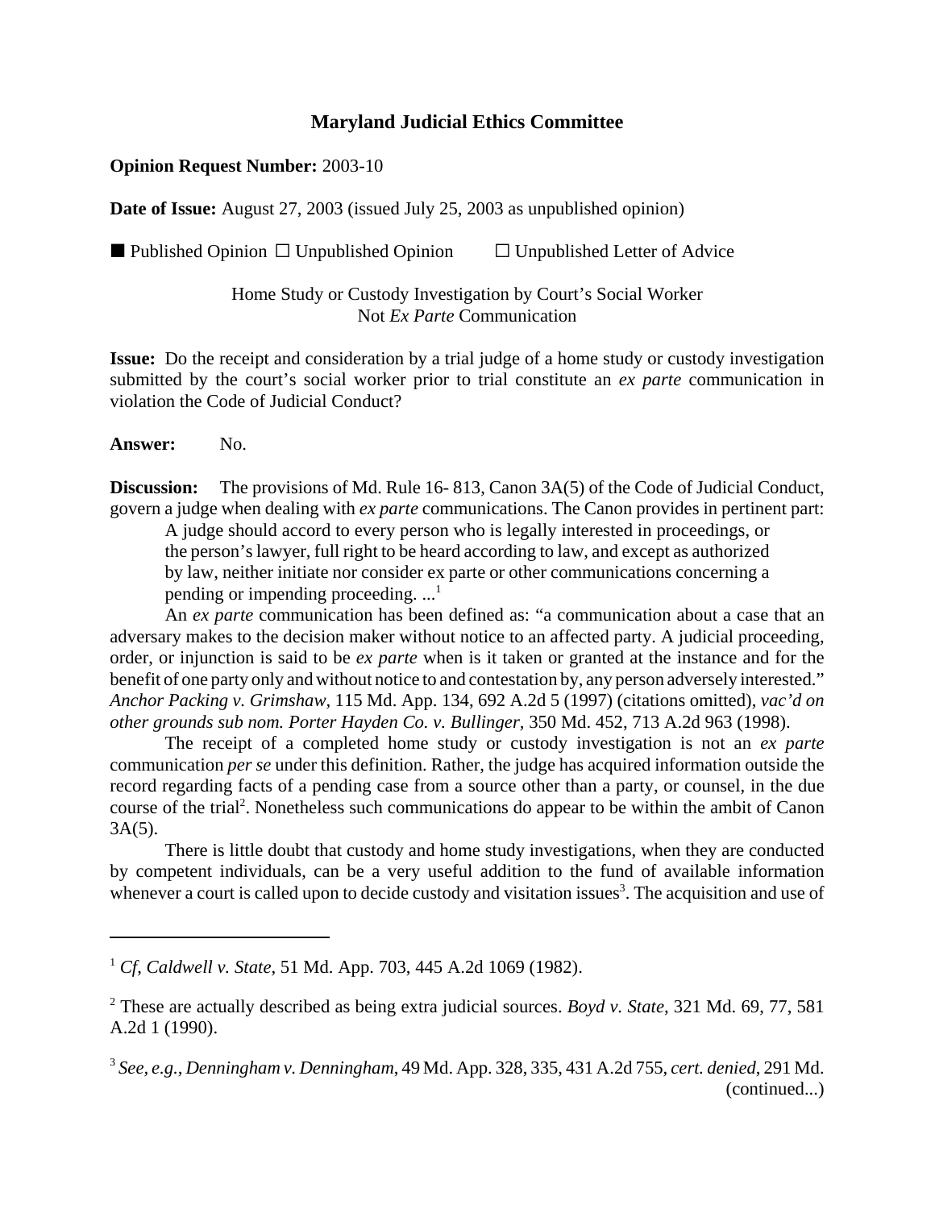# Maryland Judicial Ethics Committee

**Opinion Request Number:** 2003-10

**Date of Issue:** August 27, 2003 (issued July 25, 2003 as unpublished opinion)

■ Published Opinion ☐ Unpublished Opinion ☐ Unpublished Letter of Advice

Home Study or Custody Investigation by Court's Social Worker
Not *Ex Parte* Communication

**Issue:** Do the receipt and consideration by a trial judge of a home study or custody investigation submitted by the court's social worker prior to trial constitute an *ex parte* communication in violation the Code of Judicial Conduct?

**Answer:** No.

**Discussion:** The provisions of Md. Rule 16- 813, Canon 3A(5) of the Code of Judicial Conduct, govern a judge when dealing with *ex parte* communications. The Canon provides in pertinent part:

> A judge should accord to every person who is legally interested in proceedings, or the person's lawyer, full right to be heard according to law, and except as authorized by law, neither initiate nor consider ex parte or other communications concerning a pending or impending proceeding. ...[1]

An *ex parte* communication has been defined as: "a communication about a case that an adversary makes to the decision maker without notice to an affected party. A judicial proceeding, order, or injunction is said to be *ex parte* when is it taken or granted at the instance and for the benefit of one party only and without notice to and contestation by, any person adversely interested." *Anchor Packing v. Grimshaw*, 115 Md. App. 134, 692 A.2d 5 (1997) (citations omitted), *vac'd on other grounds sub nom. Porter Hayden Co. v. Bullinger*, 350 Md. 452, 713 A.2d 963 (1998).

The receipt of a completed home study or custody investigation is not an *ex parte* communication *per se* under this definition. Rather, the judge has acquired information outside the record regarding facts of a pending case from a source other than a party, or counsel, in the due course of the trial[2]. Nonetheless such communications do appear to be within the ambit of Canon 3A(5).

There is little doubt that custody and home study investigations, when they are conducted by competent individuals, can be a very useful addition to the fund of available information whenever a court is called upon to decide custody and visitation issues[3]. The acquisition and use of

---

[1] *Cf*, *Caldwell v. State*, 51 Md. App. 703, 445 A.2d 1069 (1982).

[2] These are actually described as being extra judicial sources. *Boyd v. State*, 321 Md. 69, 77, 581 A.2d 1 (1990).

[3] *See, e.g., Denningham v. Denningham*, 49 Md. App. 328, 335, 431 A.2d 755, *cert. denied*, 291 Md. (continued...)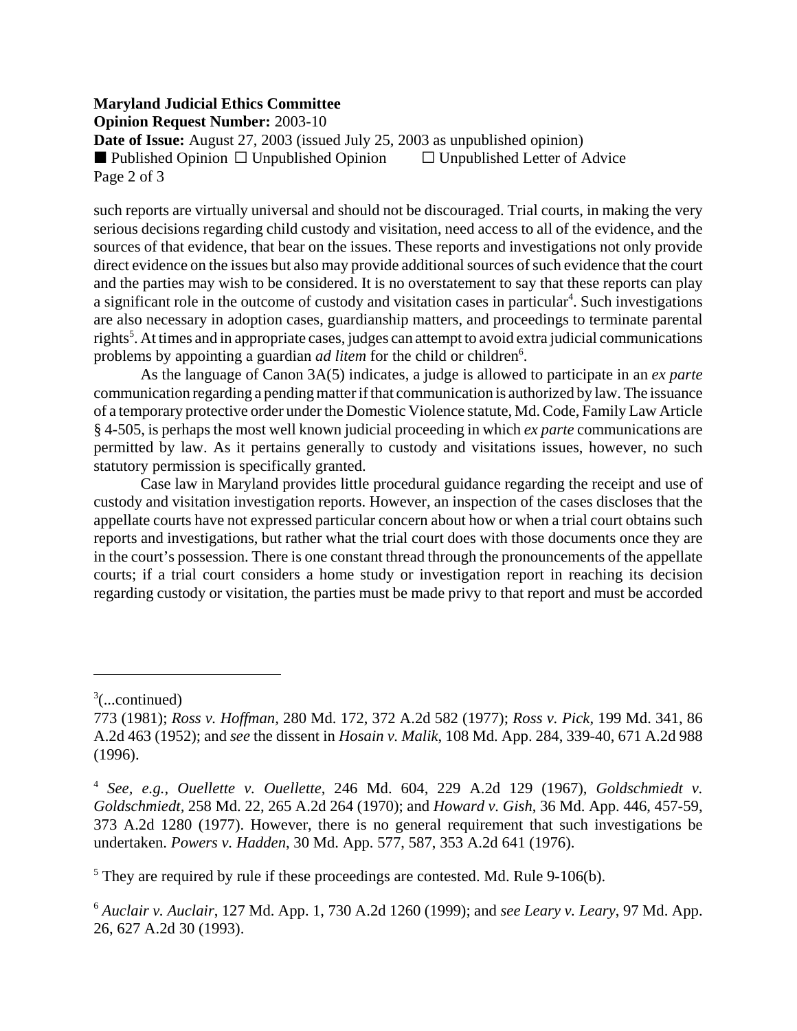such reports are virtually universal and should not be discouraged. Trial courts, in making the very serious decisions regarding child custody and visitation, need access to all of the evidence, and the sources of that evidence, that bear on the issues. These reports and investigations not only provide direct evidence on the issues but also may provide additional sources of such evidence that the court and the parties may wish to be considered. It is no overstatement to say that these reports can play a significant role in the outcome of custody and visitation cases in particular[4]. Such investigations are also necessary in adoption cases, guardianship matters, and proceedings to terminate parental rights[5]. At times and in appropriate cases, judges can attempt to avoid extra judicial communications problems by appointing a guardian *ad litem* for the child or children[6].

As the language of Canon 3A(5) indicates, a judge is allowed to participate in an *ex parte* communication regarding a pending matter if that communication is authorized by law. The issuance of a temporary protective order under the Domestic Violence statute, Md. Code, Family Law Article § 4-505, is perhaps the most well known judicial proceeding in which *ex parte* communications are permitted by law. As it pertains generally to custody and visitations issues, however, no such statutory permission is specifically granted.

Case law in Maryland provides little procedural guidance regarding the receipt and use of custody and visitation investigation reports. However, an inspection of the cases discloses that the appellate courts have not expressed particular concern about how or when a trial court obtains such reports and investigations, but rather what the trial court does with those documents once they are in the court's possession. There is one constant thread through the pronouncements of the appellate courts; if a trial court considers a home study or investigation report in reaching its decision regarding custody or visitation, the parties must be made privy to that report and must be accorded

---

[3](...continued)
773 (1981); *Ross v. Hoffman*, 280 Md. 172, 372 A.2d 582 (1977); *Ross v. Pick*, 199 Md. 341, 86 A.2d 463 (1952); and *see* the dissent in *Hosain v. Malik*, 108 Md. App. 284, 339-40, 671 A.2d 988 (1996).

[4] *See, e.g., Ouellette v. Ouellette*, 246 Md. 604, 229 A.2d 129 (1967), *Goldschmiedt v. Goldschmiedt*, 258 Md. 22, 265 A.2d 264 (1970); and *Howard v. Gish*, 36 Md. App. 446, 457-59, 373 A.2d 1280 (1977). However, there is no general requirement that such investigations be undertaken. *Powers v. Hadden*, 30 Md. App. 577, 587, 353 A.2d 641 (1976).

[5] They are required by rule if these proceedings are contested. Md. Rule 9-106(b).

[6] *Auclair v. Auclair*, 127 Md. App. 1, 730 A.2d 1260 (1999); and *see Leary v. Leary*, 97 Md. App. 26, 627 A.2d 30 (1993).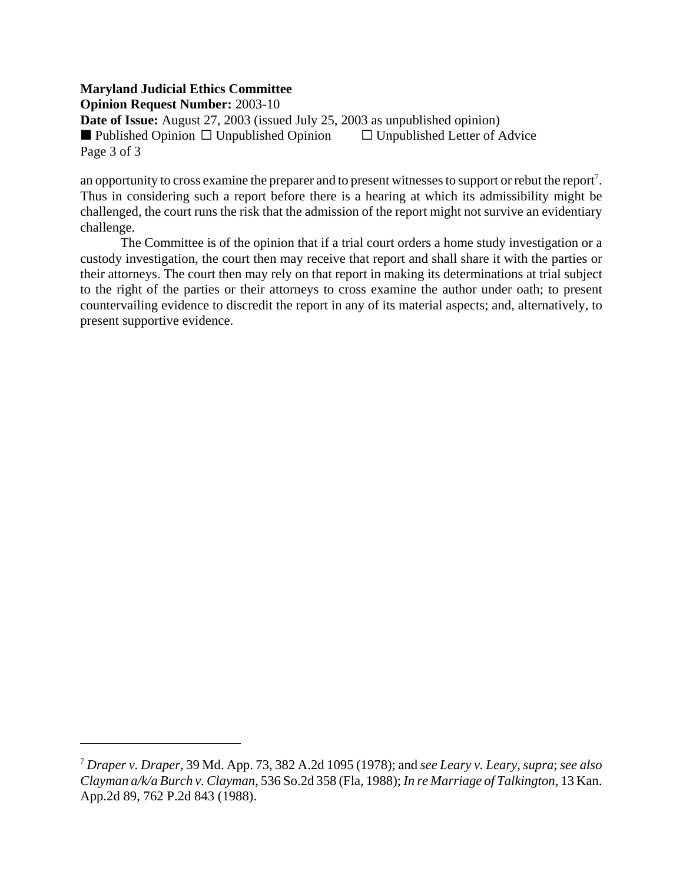an opportunity to cross examine the preparer and to present witnesses to support or rebut the report[7]. Thus in considering such a report before there is a hearing at which its admissibility might be challenged, the court runs the risk that the admission of the report might not survive an evidentiary challenge.

The Committee is of the opinion that if a trial court orders a home study investigation or a custody investigation, the court then may receive that report and shall share it with the parties or their attorneys. The court then may rely on that report in making its determinations at trial subject to the right of the parties or their attorneys to cross examine the author under oath; to present countervailing evidence to discredit the report in any of its material aspects; and, alternatively, to present supportive evidence.

---

[7] *Draper v. Draper*, 39 Md. App. 73, 382 A.2d 1095 (1978); and *see Leary v. Leary, supra*; *see also Clayman a/k/a Burch v. Clayman*, 536 So.2d 358 (Fla, 1988); *In re Marriage of Talkington,* 13 Kan. App.2d 89, 762 P.2d 843 (1988).